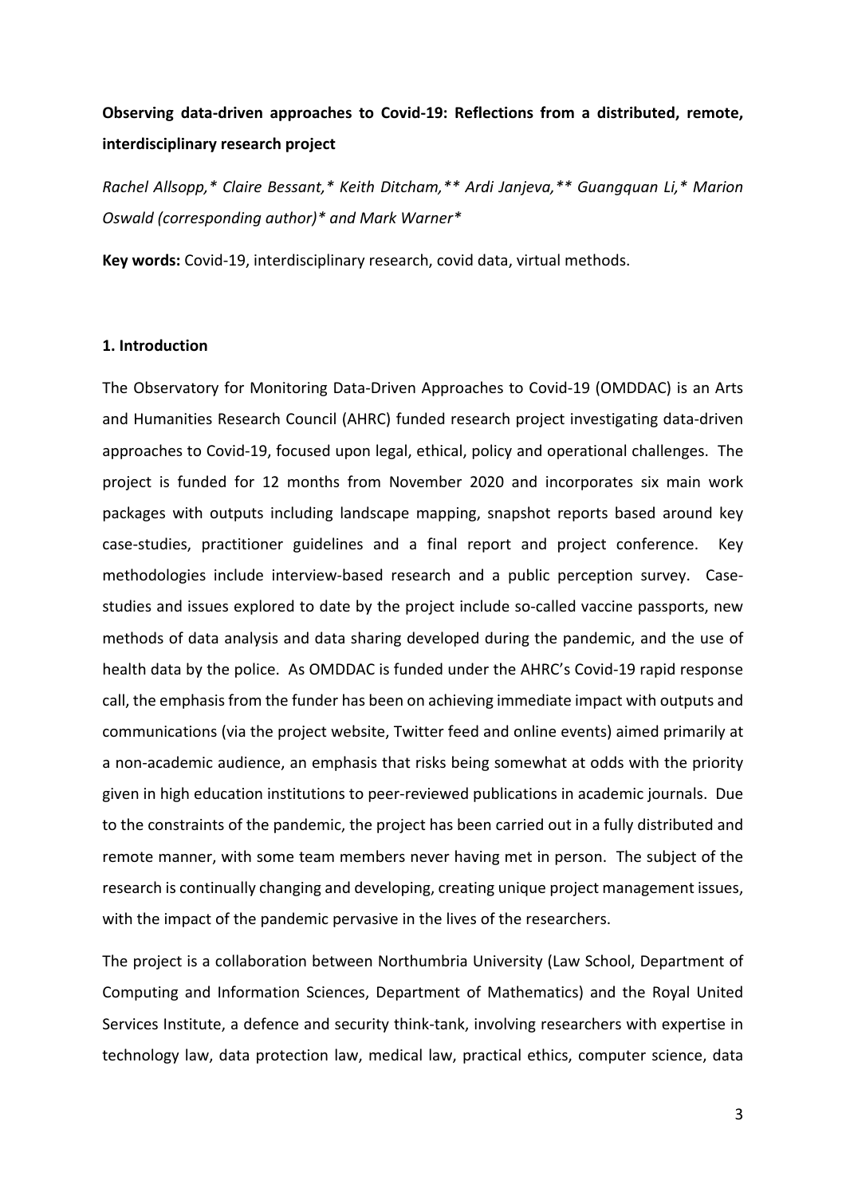**Observing data-driven approaches to Covid-19: Reflections from a distributed, remote, interdisciplinary research project**

*Rachel Allsopp,* Claire Bessant,* Keith Ditcham,** Ardi Janjeva,** Guangquan Li,* Marion Oswald (corresponding author)* and Mark Warner**

**Key words:** Covid-19, interdisciplinary research, covid data, virtual methods.

## 1. Introduction

The Observatory for Monitoring Data-Driven Approaches to Covid-19 (OMDDAC) is an Arts and Humanities Research Council (AHRC) funded research project investigating data-driven approaches to Covid-19, focused upon legal, ethical, policy and operational challenges. The project is funded for 12 months from November 2020 and incorporates six main work packages with outputs including landscape mapping, snapshot reports based around key case-studies, practitioner guidelines and a final report and project conference. Key methodologies include interview-based research and a public perception survey. Case-studies and issues explored to date by the project include so-called vaccine passports, new methods of data analysis and data sharing developed during the pandemic, and the use of health data by the police. As OMDDAC is funded under the AHRC's Covid-19 rapid response call, the emphasis from the funder has been on achieving immediate impact with outputs and communications (via the project website, Twitter feed and online events) aimed primarily at a non-academic audience, an emphasis that risks being somewhat at odds with the priority given in high education institutions to peer-reviewed publications in academic journals. Due to the constraints of the pandemic, the project has been carried out in a fully distributed and remote manner, with some team members never having met in person. The subject of the research is continually changing and developing, creating unique project management issues, with the impact of the pandemic pervasive in the lives of the researchers.

The project is a collaboration between Northumbria University (Law School, Department of Computing and Information Sciences, Department of Mathematics) and the Royal United Services Institute, a defence and security think-tank, involving researchers with expertise in technology law, data protection law, medical law, practical ethics, computer science, data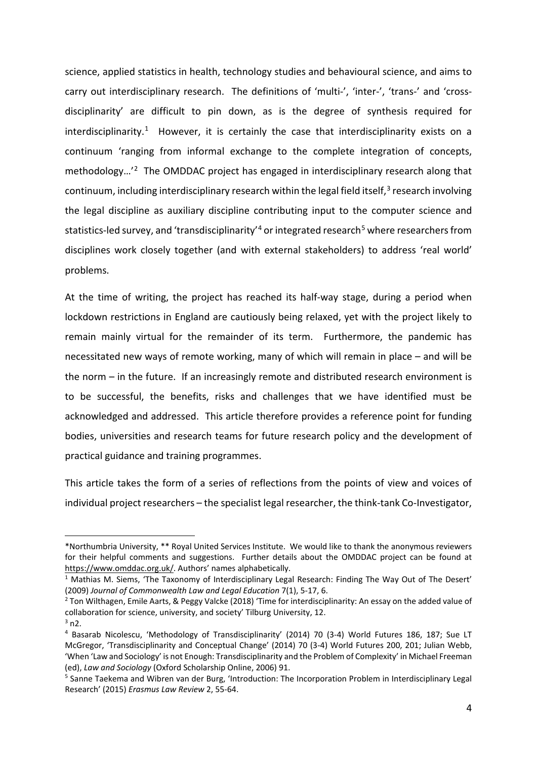science, applied statistics in health, technology studies and behavioural science, and aims to carry out interdisciplinary research. The definitions of 'multi-', 'inter-', 'trans-' and 'cross-disciplinarity' are difficult to pin down, as is the degree of synthesis required for interdisciplinarity.[1] However, it is certainly the case that interdisciplinarity exists on a continuum 'ranging from informal exchange to the complete integration of concepts, methodology…'[2] The OMDDAC project has engaged in interdisciplinary research along that continuum, including interdisciplinary research within the legal field itself,[3] research involving the legal discipline as auxiliary discipline contributing input to the computer science and statistics-led survey, and 'transdisciplinarity'[4] or integrated research[5] where researchers from disciplines work closely together (and with external stakeholders) to address 'real world' problems.

At the time of writing, the project has reached its half-way stage, during a period when lockdown restrictions in England are cautiously being relaxed, yet with the project likely to remain mainly virtual for the remainder of its term. Furthermore, the pandemic has necessitated new ways of remote working, many of which will remain in place – and will be the norm – in the future. If an increasingly remote and distributed research environment is to be successful, the benefits, risks and challenges that we have identified must be acknowledged and addressed. This article therefore provides a reference point for funding bodies, universities and research teams for future research policy and the development of practical guidance and training programmes.

This article takes the form of a series of reflections from the points of view and voices of individual project researchers – the specialist legal researcher, the think-tank Co-Investigator,

---

*Northumbria University, ** Royal United Services Institute. We would like to thank the anonymous reviewers for their helpful comments and suggestions. Further details about the OMDDAC project can be found at https://www.omddac.org.uk/. Authors' names alphabetically.

[1] Mathias M. Siems, 'The Taxonomy of Interdisciplinary Legal Research: Finding The Way Out of The Desert' (2009) *Journal of Commonwealth Law and Legal Education* 7(1), 5-17, 6.

[2] Ton Wilthagen, Emile Aarts, & Peggy Valcke (2018) 'Time for interdisciplinarity: An essay on the added value of collaboration for science, university, and society' Tilburg University, 12.

[3] n2.

[4] Basarab Nicolescu, 'Methodology of Transdisciplinarity' (2014) 70 (3-4) World Futures 186, 187; Sue LT McGregor, 'Transdisciplinarity and Conceptual Change' (2014) 70 (3-4) World Futures 200, 201; Julian Webb, 'When 'Law and Sociology' is not Enough: Transdisciplinarity and the Problem of Complexity' in Michael Freeman (ed), *Law and Sociology* (Oxford Scholarship Online, 2006) 91.

[5] Sanne Taekema and Wibren van der Burg, 'Introduction: The Incorporation Problem in Interdisciplinary Legal Research' (2015) *Erasmus Law Review* 2, 55-64.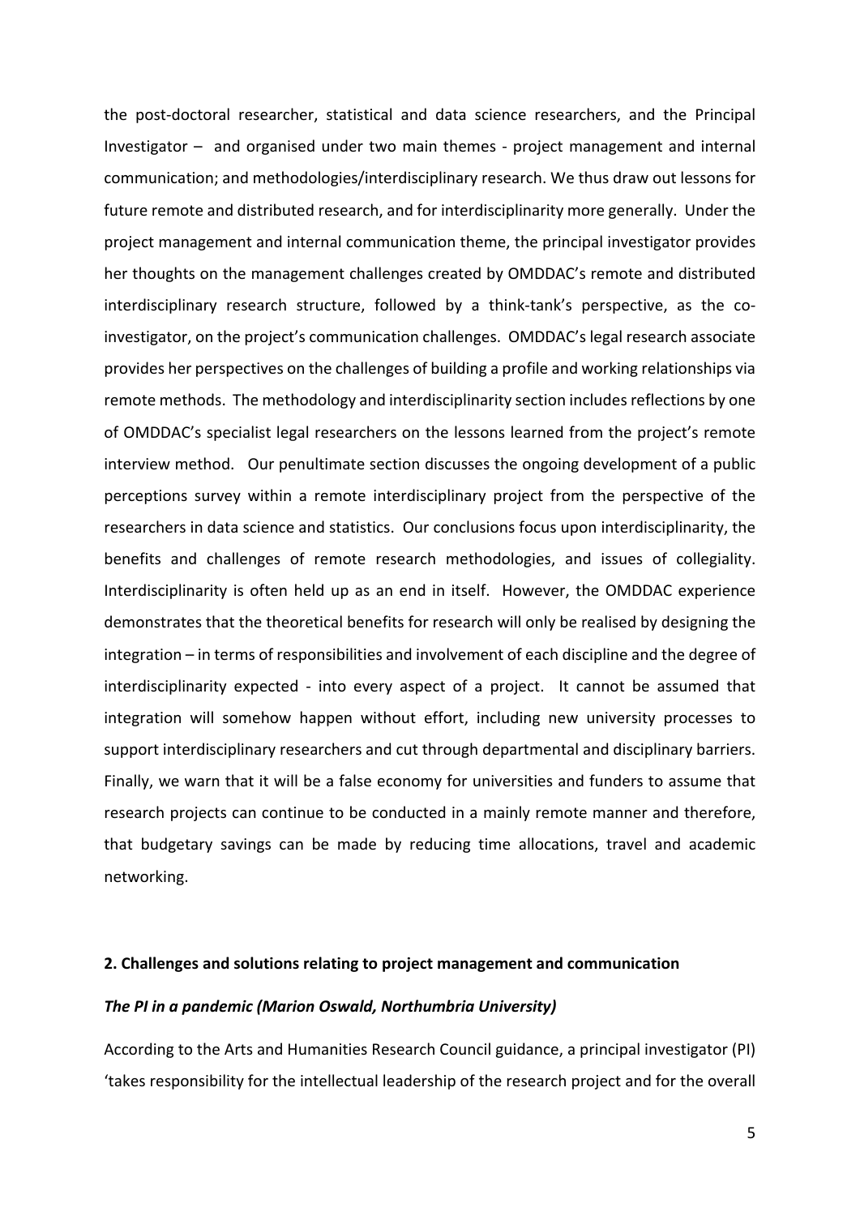the post-doctoral researcher, statistical and data science researchers, and the Principal Investigator – and organised under two main themes - project management and internal communication; and methodologies/interdisciplinary research. We thus draw out lessons for future remote and distributed research, and for interdisciplinarity more generally. Under the project management and internal communication theme, the principal investigator provides her thoughts on the management challenges created by OMDDAC's remote and distributed interdisciplinary research structure, followed by a think-tank's perspective, as the co-investigator, on the project's communication challenges. OMDDAC's legal research associate provides her perspectives on the challenges of building a profile and working relationships via remote methods. The methodology and interdisciplinarity section includes reflections by one of OMDDAC's specialist legal researchers on the lessons learned from the project's remote interview method. Our penultimate section discusses the ongoing development of a public perceptions survey within a remote interdisciplinary project from the perspective of the researchers in data science and statistics. Our conclusions focus upon interdisciplinarity, the benefits and challenges of remote research methodologies, and issues of collegiality. Interdisciplinarity is often held up as an end in itself. However, the OMDDAC experience demonstrates that the theoretical benefits for research will only be realised by designing the integration – in terms of responsibilities and involvement of each discipline and the degree of interdisciplinarity expected - into every aspect of a project. It cannot be assumed that integration will somehow happen without effort, including new university processes to support interdisciplinary researchers and cut through departmental and disciplinary barriers. Finally, we warn that it will be a false economy for universities and funders to assume that research projects can continue to be conducted in a mainly remote manner and therefore, that budgetary savings can be made by reducing time allocations, travel and academic networking.

## 2. Challenges and solutions relating to project management and communication

### *The PI in a pandemic (Marion Oswald, Northumbria University)*

According to the Arts and Humanities Research Council guidance, a principal investigator (PI) 'takes responsibility for the intellectual leadership of the research project and for the overall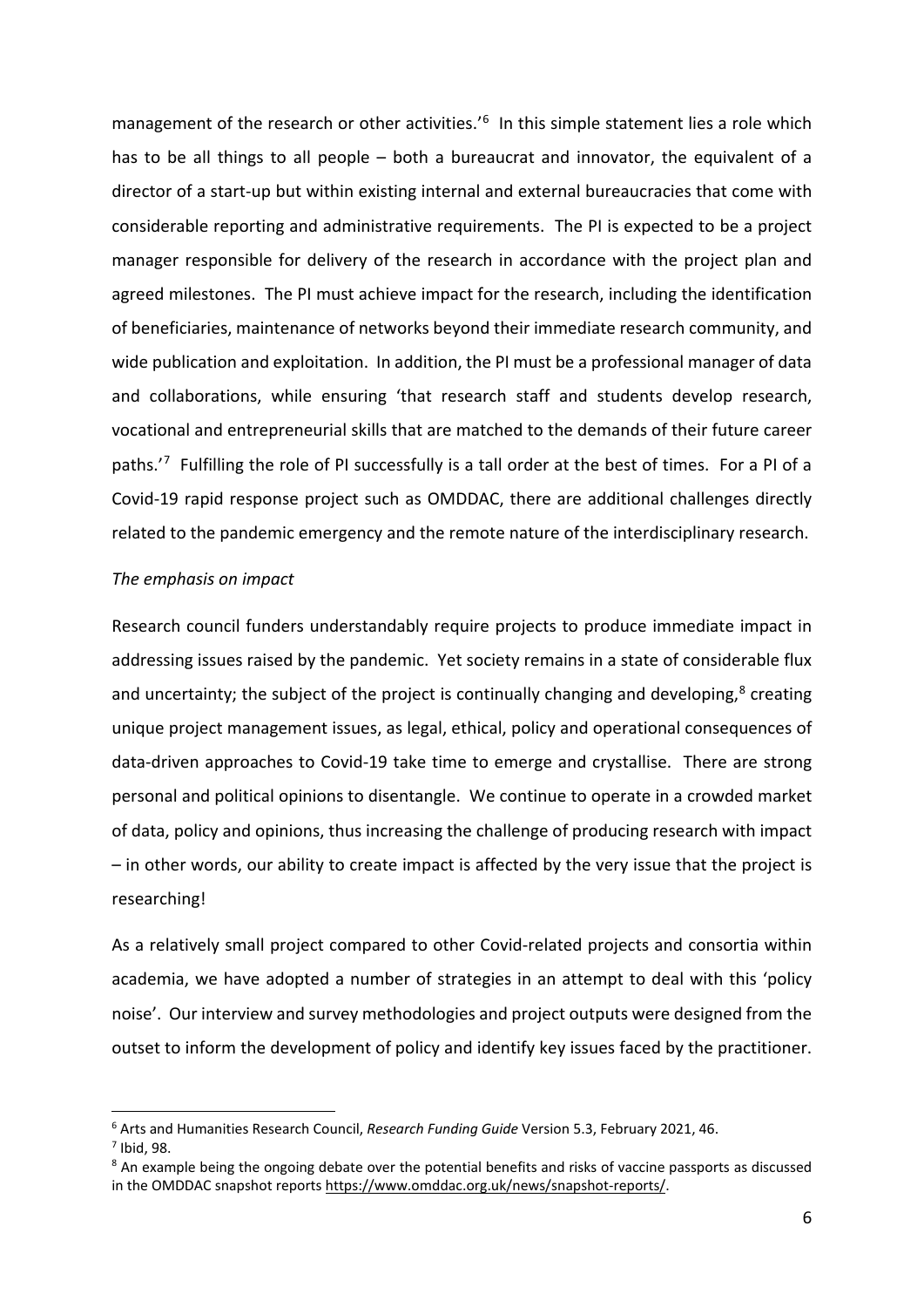management of the research or other activities.'[6] In this simple statement lies a role which has to be all things to all people – both a bureaucrat and innovator, the equivalent of a director of a start-up but within existing internal and external bureaucracies that come with considerable reporting and administrative requirements. The PI is expected to be a project manager responsible for delivery of the research in accordance with the project plan and agreed milestones. The PI must achieve impact for the research, including the identification of beneficiaries, maintenance of networks beyond their immediate research community, and wide publication and exploitation. In addition, the PI must be a professional manager of data and collaborations, while ensuring 'that research staff and students develop research, vocational and entrepreneurial skills that are matched to the demands of their future career paths.'[7] Fulfilling the role of PI successfully is a tall order at the best of times. For a PI of a Covid-19 rapid response project such as OMDDAC, there are additional challenges directly related to the pandemic emergency and the remote nature of the interdisciplinary research.

*The emphasis on impact*

Research council funders understandably require projects to produce immediate impact in addressing issues raised by the pandemic. Yet society remains in a state of considerable flux and uncertainty; the subject of the project is continually changing and developing,[8] creating unique project management issues, as legal, ethical, policy and operational consequences of data-driven approaches to Covid-19 take time to emerge and crystallise. There are strong personal and political opinions to disentangle. We continue to operate in a crowded market of data, policy and opinions, thus increasing the challenge of producing research with impact – in other words, our ability to create impact is affected by the very issue that the project is researching!

As a relatively small project compared to other Covid-related projects and consortia within academia, we have adopted a number of strategies in an attempt to deal with this 'policy noise'. Our interview and survey methodologies and project outputs were designed from the outset to inform the development of policy and identify key issues faced by the practitioner.

---

[6] Arts and Humanities Research Council, *Research Funding Guide* Version 5.3, February 2021, 46.

[7] Ibid, 98.

[8] An example being the ongoing debate over the potential benefits and risks of vaccine passports as discussed in the OMDDAC snapshot reports https://www.omddac.org.uk/news/snapshot-reports/.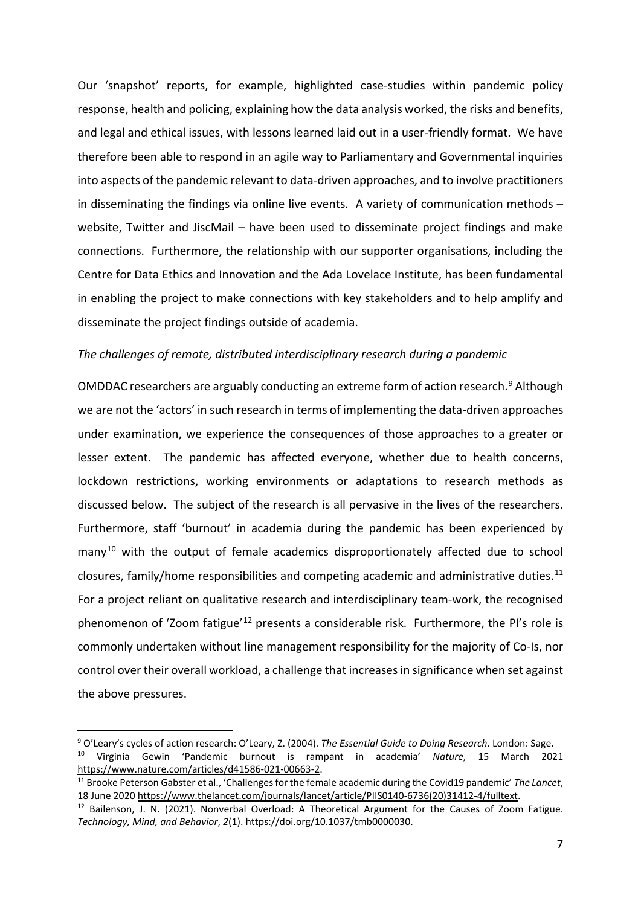Our 'snapshot' reports, for example, highlighted case-studies within pandemic policy response, health and policing, explaining how the data analysis worked, the risks and benefits, and legal and ethical issues, with lessons learned laid out in a user-friendly format. We have therefore been able to respond in an agile way to Parliamentary and Governmental inquiries into aspects of the pandemic relevant to data-driven approaches, and to involve practitioners in disseminating the findings via online live events. A variety of communication methods – website, Twitter and JiscMail – have been used to disseminate project findings and make connections. Furthermore, the relationship with our supporter organisations, including the Centre for Data Ethics and Innovation and the Ada Lovelace Institute, has been fundamental in enabling the project to make connections with key stakeholders and to help amplify and disseminate the project findings outside of academia.

*The challenges of remote, distributed interdisciplinary research during a pandemic*

OMDDAC researchers are arguably conducting an extreme form of action research.[9] Although we are not the 'actors' in such research in terms of implementing the data-driven approaches under examination, we experience the consequences of those approaches to a greater or lesser extent. The pandemic has affected everyone, whether due to health concerns, lockdown restrictions, working environments or adaptations to research methods as discussed below. The subject of the research is all pervasive in the lives of the researchers. Furthermore, staff 'burnout' in academia during the pandemic has been experienced by many[10] with the output of female academics disproportionately affected due to school closures, family/home responsibilities and competing academic and administrative duties.[11] For a project reliant on qualitative research and interdisciplinary team-work, the recognised phenomenon of 'Zoom fatigue'[12] presents a considerable risk. Furthermore, the PI's role is commonly undertaken without line management responsibility for the majority of Co-Is, nor control over their overall workload, a challenge that increases in significance when set against the above pressures.

---

[9] O'Leary's cycles of action research: O'Leary, Z. (2004). *The Essential Guide to Doing Research*. London: Sage.

[10] Virginia Gewin 'Pandemic burnout is rampant in academia' *Nature*, 15 March 2021 https://www.nature.com/articles/d41586-021-00663-2.

[11] Brooke Peterson Gabster et al., 'Challenges for the female academic during the Covid19 pandemic' *The Lancet*, 18 June 2020 https://www.thelancet.com/journals/lancet/article/PIIS0140-6736(20)31412-4/fulltext.

[12] Bailenson, J. N. (2021). Nonverbal Overload: A Theoretical Argument for the Causes of Zoom Fatigue. *Technology, Mind, and Behavior*, *2*(1). https://doi.org/10.1037/tmb0000030.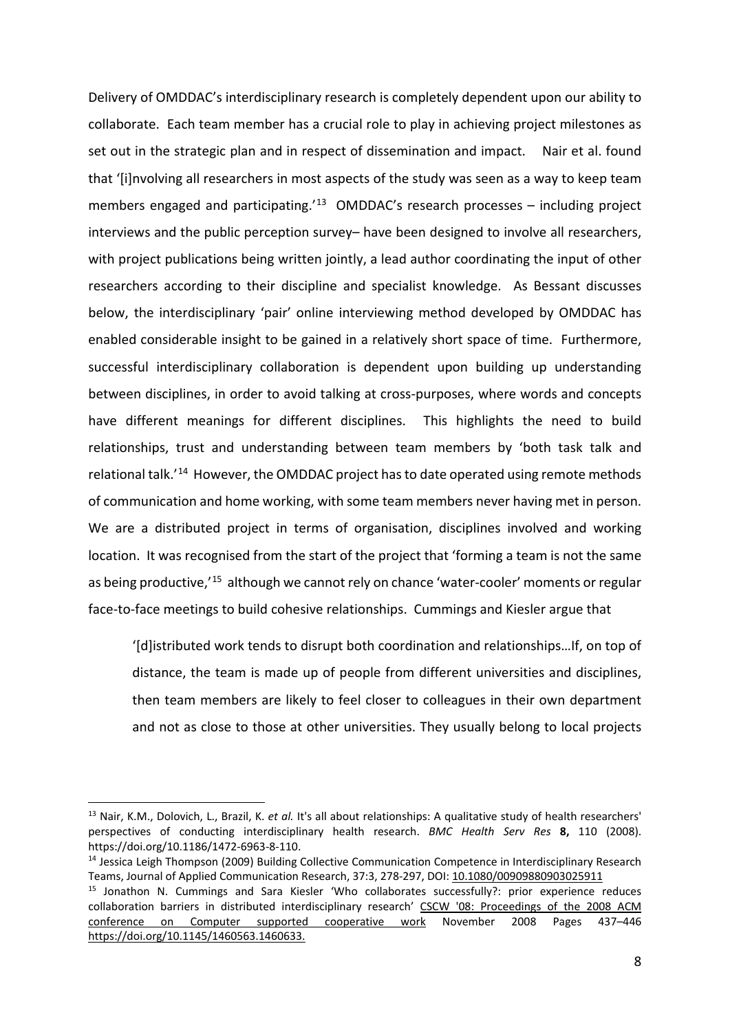Delivery of OMDDAC's interdisciplinary research is completely dependent upon our ability to collaborate. Each team member has a crucial role to play in achieving project milestones as set out in the strategic plan and in respect of dissemination and impact. Nair et al. found that '[i]nvolving all researchers in most aspects of the study was seen as a way to keep team members engaged and participating.'[13] OMDDAC's research processes – including project interviews and the public perception survey– have been designed to involve all researchers, with project publications being written jointly, a lead author coordinating the input of other researchers according to their discipline and specialist knowledge. As Bessant discusses below, the interdisciplinary 'pair' online interviewing method developed by OMDDAC has enabled considerable insight to be gained in a relatively short space of time. Furthermore, successful interdisciplinary collaboration is dependent upon building up understanding between disciplines, in order to avoid talking at cross-purposes, where words and concepts have different meanings for different disciplines. This highlights the need to build relationships, trust and understanding between team members by 'both task talk and relational talk.'[14] However, the OMDDAC project has to date operated using remote methods of communication and home working, with some team members never having met in person. We are a distributed project in terms of organisation, disciplines involved and working location. It was recognised from the start of the project that 'forming a team is not the same as being productive,'[15] although we cannot rely on chance 'water-cooler' moments or regular face-to-face meetings to build cohesive relationships. Cummings and Kiesler argue that

> '[d]istributed work tends to disrupt both coordination and relationships…If, on top of distance, the team is made up of people from different universities and disciplines, then team members are likely to feel closer to colleagues in their own department and not as close to those at other universities. They usually belong to local projects

---

[13] Nair, K.M., Dolovich, L., Brazil, K. *et al.* It's all about relationships: A qualitative study of health researchers' perspectives of conducting interdisciplinary health research. *BMC Health Serv Res* **8,** 110 (2008). https://doi.org/10.1186/1472-6963-8-110.

[14] Jessica Leigh Thompson (2009) Building Collective Communication Competence in Interdisciplinary Research Teams, Journal of Applied Communication Research, 37:3, 278-297, DOI: 10.1080/00909880903025911

[15] Jonathon N. Cummings and Sara Kiesler 'Who collaborates successfully?: prior experience reduces collaboration barriers in distributed interdisciplinary research' CSCW '08: Proceedings of the 2008 ACM conference on Computer supported cooperative work November 2008 Pages 437–446 https://doi.org/10.1145/1460563.1460633.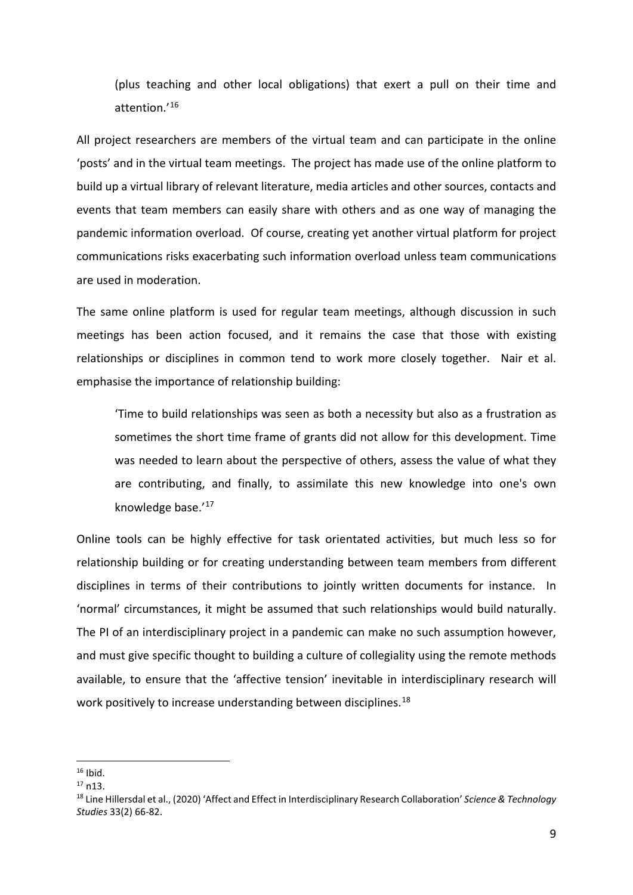(plus teaching and other local obligations) that exert a pull on their time and attention.'[16]

All project researchers are members of the virtual team and can participate in the online 'posts' and in the virtual team meetings. The project has made use of the online platform to build up a virtual library of relevant literature, media articles and other sources, contacts and events that team members can easily share with others and as one way of managing the pandemic information overload. Of course, creating yet another virtual platform for project communications risks exacerbating such information overload unless team communications are used in moderation.

The same online platform is used for regular team meetings, although discussion in such meetings has been action focused, and it remains the case that those with existing relationships or disciplines in common tend to work more closely together. Nair et al. emphasise the importance of relationship building:

> 'Time to build relationships was seen as both a necessity but also as a frustration as sometimes the short time frame of grants did not allow for this development. Time was needed to learn about the perspective of others, assess the value of what they are contributing, and finally, to assimilate this new knowledge into one's own knowledge base.'[17]

Online tools can be highly effective for task orientated activities, but much less so for relationship building or for creating understanding between team members from different disciplines in terms of their contributions to jointly written documents for instance. In 'normal' circumstances, it might be assumed that such relationships would build naturally. The PI of an interdisciplinary project in a pandemic can make no such assumption however, and must give specific thought to building a culture of collegiality using the remote methods available, to ensure that the 'affective tension' inevitable in interdisciplinary research will work positively to increase understanding between disciplines.[18]

---

[16] Ibid.

[17] n13.

[18] Line Hillersdal et al., (2020) 'Affect and Effect in Interdisciplinary Research Collaboration' *Science & Technology Studies* 33(2) 66-82.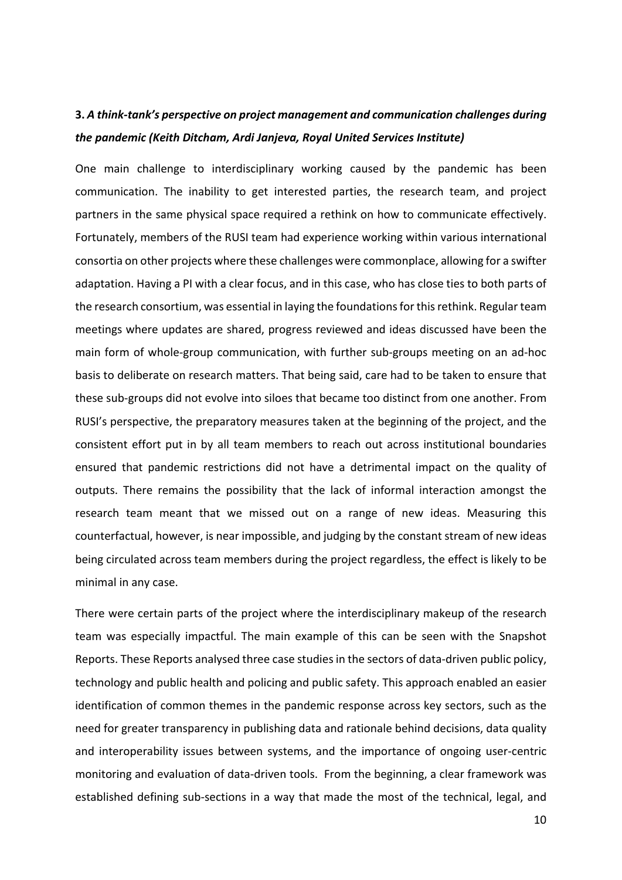### **3.** ***A think-tank's perspective on project management and communication challenges during the pandemic (Keith Ditcham, Ardi Janjeva, Royal United Services Institute)***

One main challenge to interdisciplinary working caused by the pandemic has been communication. The inability to get interested parties, the research team, and project partners in the same physical space required a rethink on how to communicate effectively. Fortunately, members of the RUSI team had experience working within various international consortia on other projects where these challenges were commonplace, allowing for a swifter adaptation. Having a PI with a clear focus, and in this case, who has close ties to both parts of the research consortium, was essential in laying the foundations for this rethink. Regular team meetings where updates are shared, progress reviewed and ideas discussed have been the main form of whole-group communication, with further sub-groups meeting on an ad-hoc basis to deliberate on research matters. That being said, care had to be taken to ensure that these sub-groups did not evolve into siloes that became too distinct from one another. From RUSI's perspective, the preparatory measures taken at the beginning of the project, and the consistent effort put in by all team members to reach out across institutional boundaries ensured that pandemic restrictions did not have a detrimental impact on the quality of outputs. There remains the possibility that the lack of informal interaction amongst the research team meant that we missed out on a range of new ideas. Measuring this counterfactual, however, is near impossible, and judging by the constant stream of new ideas being circulated across team members during the project regardless, the effect is likely to be minimal in any case.

There were certain parts of the project where the interdisciplinary makeup of the research team was especially impactful. The main example of this can be seen with the Snapshot Reports. These Reports analysed three case studies in the sectors of data-driven public policy, technology and public health and policing and public safety. This approach enabled an easier identification of common themes in the pandemic response across key sectors, such as the need for greater transparency in publishing data and rationale behind decisions, data quality and interoperability issues between systems, and the importance of ongoing user-centric monitoring and evaluation of data-driven tools. From the beginning, a clear framework was established defining sub-sections in a way that made the most of the technical, legal, and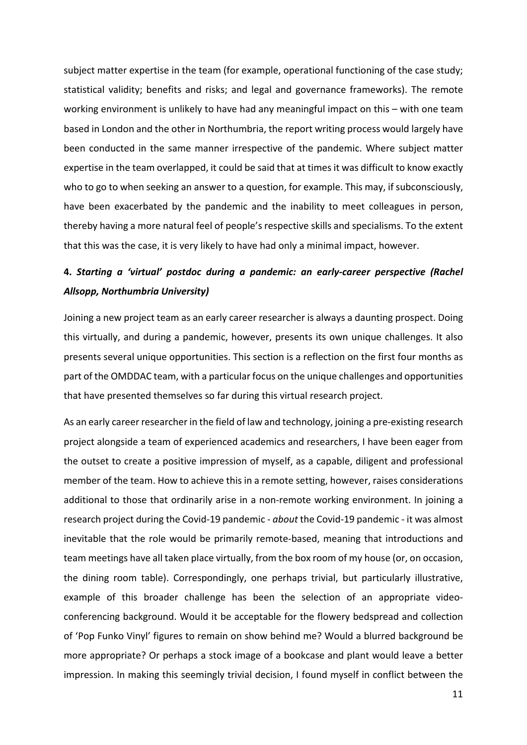subject matter expertise in the team (for example, operational functioning of the case study; statistical validity; benefits and risks; and legal and governance frameworks). The remote working environment is unlikely to have had any meaningful impact on this – with one team based in London and the other in Northumbria, the report writing process would largely have been conducted in the same manner irrespective of the pandemic. Where subject matter expertise in the team overlapped, it could be said that at times it was difficult to know exactly who to go to when seeking an answer to a question, for example. This may, if subconsciously, have been exacerbated by the pandemic and the inability to meet colleagues in person, thereby having a more natural feel of people's respective skills and specialisms. To the extent that this was the case, it is very likely to have had only a minimal impact, however.

## 4. *Starting a 'virtual' postdoc during a pandemic: an early-career perspective (Rachel Allsopp, Northumbria University)*

Joining a new project team as an early career researcher is always a daunting prospect. Doing this virtually, and during a pandemic, however, presents its own unique challenges. It also presents several unique opportunities. This section is a reflection on the first four months as part of the OMDDAC team, with a particular focus on the unique challenges and opportunities that have presented themselves so far during this virtual research project.

As an early career researcher in the field of law and technology, joining a pre-existing research project alongside a team of experienced academics and researchers, I have been eager from the outset to create a positive impression of myself, as a capable, diligent and professional member of the team. How to achieve this in a remote setting, however, raises considerations additional to those that ordinarily arise in a non-remote working environment. In joining a research project during the Covid-19 pandemic - *about* the Covid-19 pandemic - it was almost inevitable that the role would be primarily remote-based, meaning that introductions and team meetings have all taken place virtually, from the box room of my house (or, on occasion, the dining room table). Correspondingly, one perhaps trivial, but particularly illustrative, example of this broader challenge has been the selection of an appropriate video-conferencing background. Would it be acceptable for the flowery bedspread and collection of 'Pop Funko Vinyl' figures to remain on show behind me? Would a blurred background be more appropriate? Or perhaps a stock image of a bookcase and plant would leave a better impression. In making this seemingly trivial decision, I found myself in conflict between the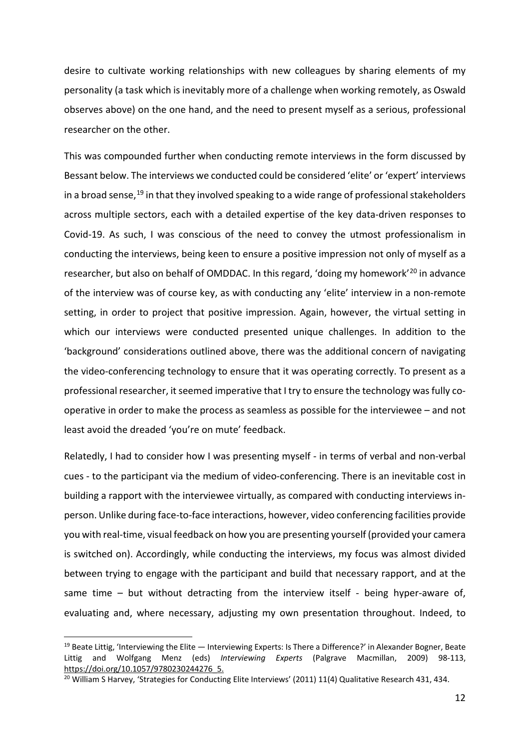desire to cultivate working relationships with new colleagues by sharing elements of my personality (a task which is inevitably more of a challenge when working remotely, as Oswald observes above) on the one hand, and the need to present myself as a serious, professional researcher on the other.

This was compounded further when conducting remote interviews in the form discussed by Bessant below. The interviews we conducted could be considered 'elite' or 'expert' interviews in a broad sense,[19] in that they involved speaking to a wide range of professional stakeholders across multiple sectors, each with a detailed expertise of the key data-driven responses to Covid-19. As such, I was conscious of the need to convey the utmost professionalism in conducting the interviews, being keen to ensure a positive impression not only of myself as a researcher, but also on behalf of OMDDAC. In this regard, 'doing my homework'[20] in advance of the interview was of course key, as with conducting any 'elite' interview in a non-remote setting, in order to project that positive impression. Again, however, the virtual setting in which our interviews were conducted presented unique challenges. In addition to the 'background' considerations outlined above, there was the additional concern of navigating the video-conferencing technology to ensure that it was operating correctly. To present as a professional researcher, it seemed imperative that I try to ensure the technology was fully co-operative in order to make the process as seamless as possible for the interviewee – and not least avoid the dreaded 'you're on mute' feedback.

Relatedly, I had to consider how I was presenting myself - in terms of verbal and non-verbal cues - to the participant via the medium of video-conferencing. There is an inevitable cost in building a rapport with the interviewee virtually, as compared with conducting interviews in-person. Unlike during face-to-face interactions, however, video conferencing facilities provide you with real-time, visual feedback on how you are presenting yourself (provided your camera is switched on). Accordingly, while conducting the interviews, my focus was almost divided between trying to engage with the participant and build that necessary rapport, and at the same time – but without detracting from the interview itself - being hyper-aware of, evaluating and, where necessary, adjusting my own presentation throughout. Indeed, to

---

[19] Beate Littig, 'Interviewing the Elite — Interviewing Experts: Is There a Difference?' in Alexander Bogner, Beate Littig and Wolfgang Menz (eds) *Interviewing Experts* (Palgrave Macmillan, 2009) 98-113, https://doi.org/10.1057/9780230244276_5.

[20] William S Harvey, 'Strategies for Conducting Elite Interviews' (2011) 11(4) Qualitative Research 431, 434.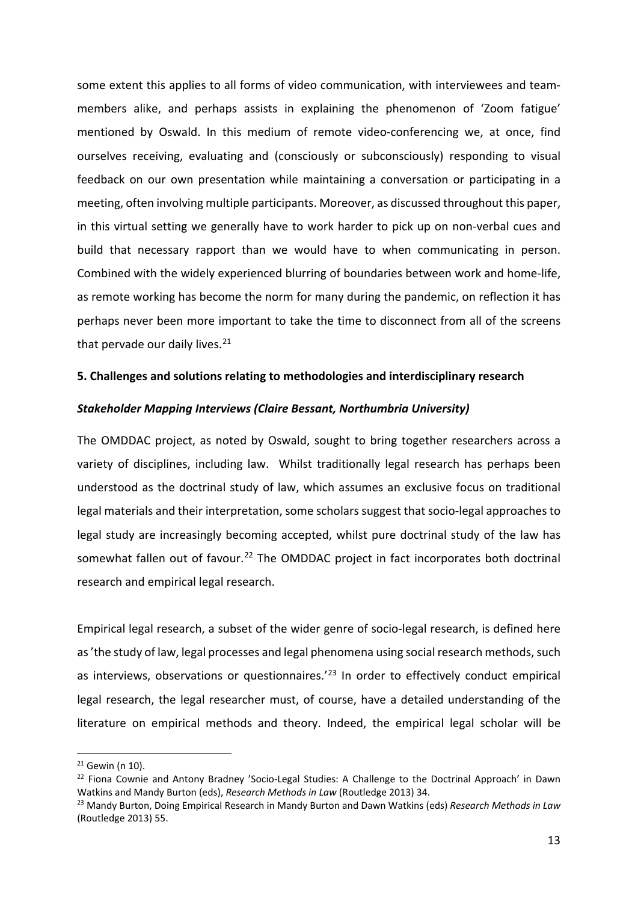some extent this applies to all forms of video communication, with interviewees and team-members alike, and perhaps assists in explaining the phenomenon of 'Zoom fatigue' mentioned by Oswald. In this medium of remote video-conferencing we, at once, find ourselves receiving, evaluating and (consciously or subconsciously) responding to visual feedback on our own presentation while maintaining a conversation or participating in a meeting, often involving multiple participants. Moreover, as discussed throughout this paper, in this virtual setting we generally have to work harder to pick up on non-verbal cues and build that necessary rapport than we would have to when communicating in person. Combined with the widely experienced blurring of boundaries between work and home-life, as remote working has become the norm for many during the pandemic, on reflection it has perhaps never been more important to take the time to disconnect from all of the screens that pervade our daily lives.[21]

## 5. Challenges and solutions relating to methodologies and interdisciplinary research

### *Stakeholder Mapping Interviews (Claire Bessant, Northumbria University)*

The OMDDAC project, as noted by Oswald, sought to bring together researchers across a variety of disciplines, including law. Whilst traditionally legal research has perhaps been understood as the doctrinal study of law, which assumes an exclusive focus on traditional legal materials and their interpretation, some scholars suggest that socio-legal approaches to legal study are increasingly becoming accepted, whilst pure doctrinal study of the law has somewhat fallen out of favour.[22] The OMDDAC project in fact incorporates both doctrinal research and empirical legal research.

Empirical legal research, a subset of the wider genre of socio-legal research, is defined here as 'the study of law, legal processes and legal phenomena using social research methods, such as interviews, observations or questionnaires.'[23] In order to effectively conduct empirical legal research, the legal researcher must, of course, have a detailed understanding of the literature on empirical methods and theory. Indeed, the empirical legal scholar will be

---

[21] Gewin (n 10).

[22] Fiona Cownie and Antony Bradney 'Socio-Legal Studies: A Challenge to the Doctrinal Approach' in Dawn Watkins and Mandy Burton (eds), *Research Methods in Law* (Routledge 2013) 34.

[23] Mandy Burton, Doing Empirical Research in Mandy Burton and Dawn Watkins (eds) *Research Methods in Law* (Routledge 2013) 55.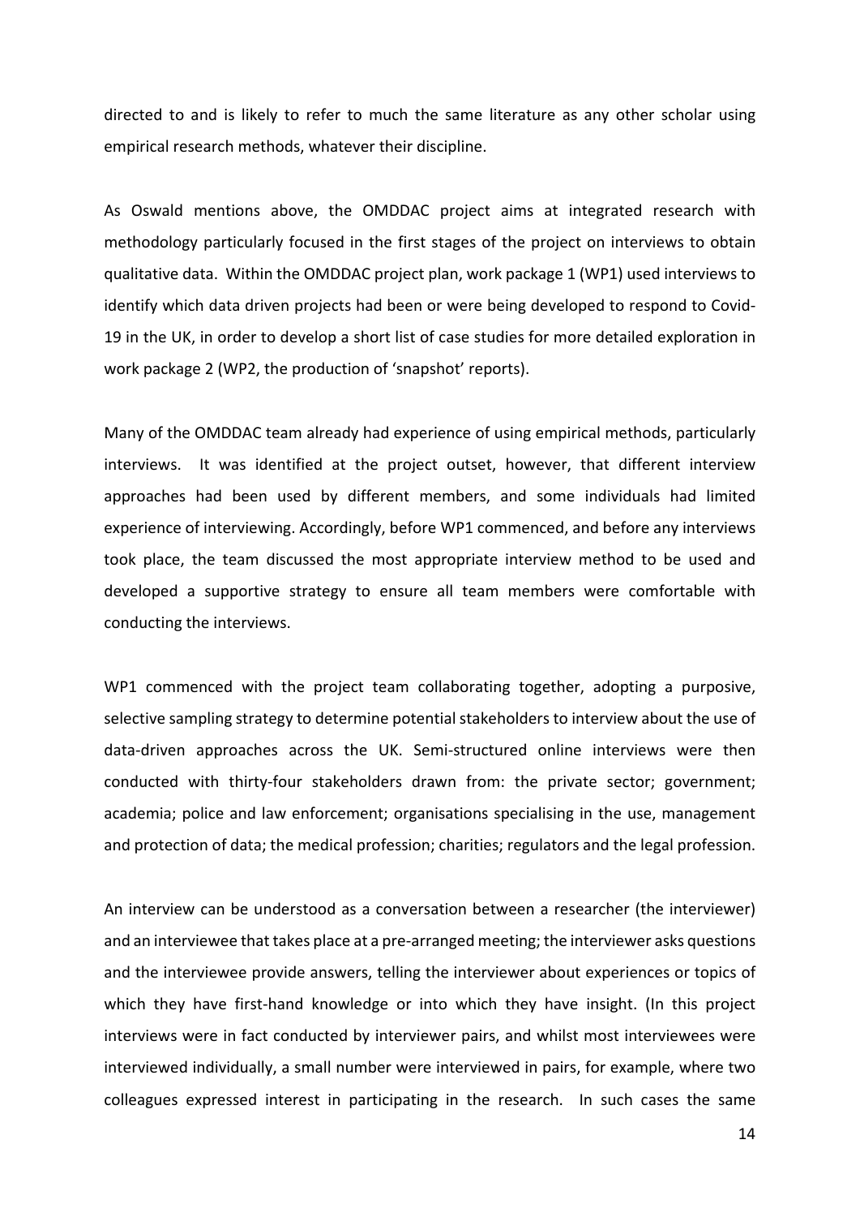directed to and is likely to refer to much the same literature as any other scholar using empirical research methods, whatever their discipline.

As Oswald mentions above, the OMDDAC project aims at integrated research with methodology particularly focused in the first stages of the project on interviews to obtain qualitative data. Within the OMDDAC project plan, work package 1 (WP1) used interviews to identify which data driven projects had been or were being developed to respond to Covid-19 in the UK, in order to develop a short list of case studies for more detailed exploration in work package 2 (WP2, the production of 'snapshot' reports).

Many of the OMDDAC team already had experience of using empirical methods, particularly interviews. It was identified at the project outset, however, that different interview approaches had been used by different members, and some individuals had limited experience of interviewing. Accordingly, before WP1 commenced, and before any interviews took place, the team discussed the most appropriate interview method to be used and developed a supportive strategy to ensure all team members were comfortable with conducting the interviews.

WP1 commenced with the project team collaborating together, adopting a purposive, selective sampling strategy to determine potential stakeholders to interview about the use of data-driven approaches across the UK. Semi-structured online interviews were then conducted with thirty-four stakeholders drawn from: the private sector; government; academia; police and law enforcement; organisations specialising in the use, management and protection of data; the medical profession; charities; regulators and the legal profession.

An interview can be understood as a conversation between a researcher (the interviewer) and an interviewee that takes place at a pre-arranged meeting; the interviewer asks questions and the interviewee provide answers, telling the interviewer about experiences or topics of which they have first-hand knowledge or into which they have insight. (In this project interviews were in fact conducted by interviewer pairs, and whilst most interviewees were interviewed individually, a small number were interviewed in pairs, for example, where two colleagues expressed interest in participating in the research. In such cases the same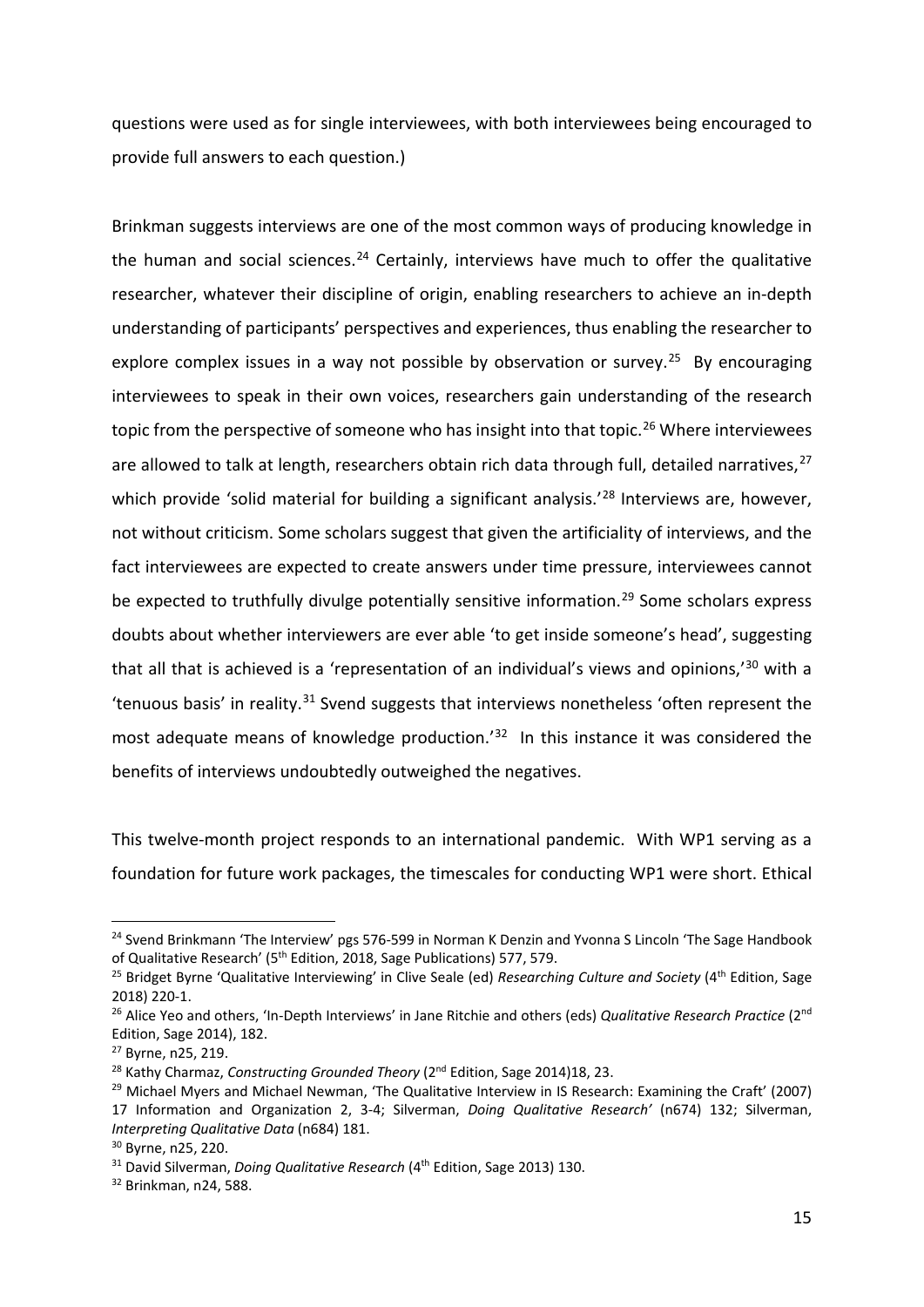questions were used as for single interviewees, with both interviewees being encouraged to provide full answers to each question.)

Brinkman suggests interviews are one of the most common ways of producing knowledge in the human and social sciences.[24] Certainly, interviews have much to offer the qualitative researcher, whatever their discipline of origin, enabling researchers to achieve an in-depth understanding of participants' perspectives and experiences, thus enabling the researcher to explore complex issues in a way not possible by observation or survey.[25] By encouraging interviewees to speak in their own voices, researchers gain understanding of the research topic from the perspective of someone who has insight into that topic.[26] Where interviewees are allowed to talk at length, researchers obtain rich data through full, detailed narratives,[27] which provide 'solid material for building a significant analysis.'[28] Interviews are, however, not without criticism. Some scholars suggest that given the artificiality of interviews, and the fact interviewees are expected to create answers under time pressure, interviewees cannot be expected to truthfully divulge potentially sensitive information.[29] Some scholars express doubts about whether interviewers are ever able 'to get inside someone's head', suggesting that all that is achieved is a 'representation of an individual's views and opinions,'[30] with a 'tenuous basis' in reality.[31] Svend suggests that interviews nonetheless 'often represent the most adequate means of knowledge production.'[32] In this instance it was considered the benefits of interviews undoubtedly outweighed the negatives.

This twelve-month project responds to an international pandemic. With WP1 serving as a foundation for future work packages, the timescales for conducting WP1 were short. Ethical

---

[24] Svend Brinkmann 'The Interview' pgs 576-599 in Norman K Denzin and Yvonna S Lincoln 'The Sage Handbook of Qualitative Research' (5th Edition, 2018, Sage Publications) 577, 579.

[25] Bridget Byrne 'Qualitative Interviewing' in Clive Seale (ed) *Researching Culture and Society* (4th Edition, Sage 2018) 220-1.

[26] Alice Yeo and others, 'In-Depth Interviews' in Jane Ritchie and others (eds) *Qualitative Research Practice* (2nd Edition, Sage 2014), 182.

[27] Byrne, n25, 219.

[28] Kathy Charmaz, *Constructing Grounded Theory* (2nd Edition, Sage 2014)18, 23.

[29] Michael Myers and Michael Newman, 'The Qualitative Interview in IS Research: Examining the Craft' (2007) 17 Information and Organization 2, 3-4; Silverman, *Doing Qualitative Research'* (n674) 132; Silverman, *Interpreting Qualitative Data* (n684) 181.

[30] Byrne, n25, 220.

[31] David Silverman, *Doing Qualitative Research* (4th Edition, Sage 2013) 130.

[32] Brinkman, n24, 588.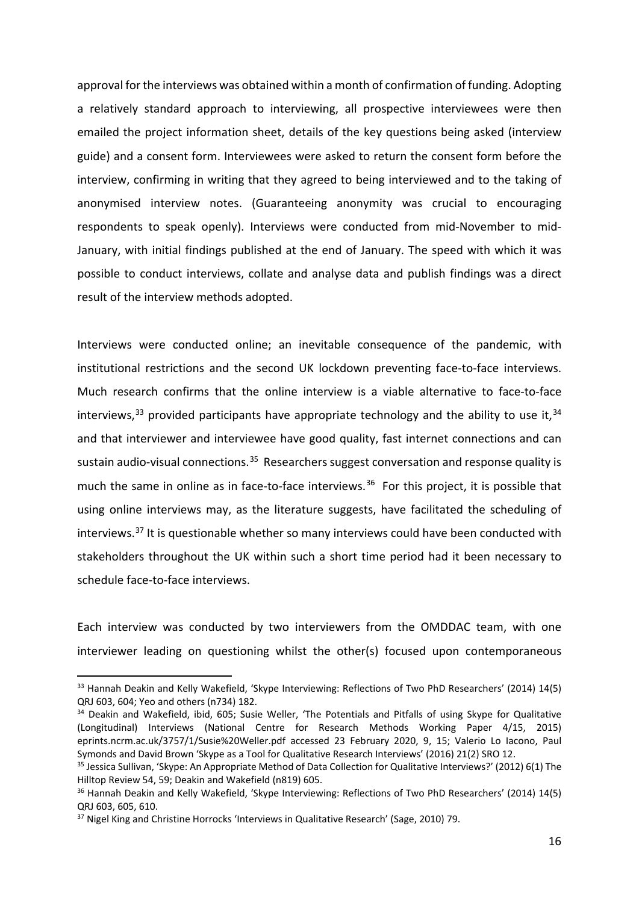approval for the interviews was obtained within a month of confirmation of funding. Adopting a relatively standard approach to interviewing, all prospective interviewees were then emailed the project information sheet, details of the key questions being asked (interview guide) and a consent form. Interviewees were asked to return the consent form before the interview, confirming in writing that they agreed to being interviewed and to the taking of anonymised interview notes. (Guaranteeing anonymity was crucial to encouraging respondents to speak openly). Interviews were conducted from mid-November to mid-January, with initial findings published at the end of January. The speed with which it was possible to conduct interviews, collate and analyse data and publish findings was a direct result of the interview methods adopted.

Interviews were conducted online; an inevitable consequence of the pandemic, with institutional restrictions and the second UK lockdown preventing face-to-face interviews. Much research confirms that the online interview is a viable alternative to face-to-face interviews,[33] provided participants have appropriate technology and the ability to use it,[34] and that interviewer and interviewee have good quality, fast internet connections and can sustain audio-visual connections.[35] Researchers suggest conversation and response quality is much the same in online as in face-to-face interviews.[36] For this project, it is possible that using online interviews may, as the literature suggests, have facilitated the scheduling of interviews.[37] It is questionable whether so many interviews could have been conducted with stakeholders throughout the UK within such a short time period had it been necessary to schedule face-to-face interviews.

Each interview was conducted by two interviewers from the OMDDAC team, with one interviewer leading on questioning whilst the other(s) focused upon contemporaneous

---

[33] Hannah Deakin and Kelly Wakefield, 'Skype Interviewing: Reflections of Two PhD Researchers' (2014) 14(5) QRJ 603, 604; Yeo and others (n734) 182.

[34] Deakin and Wakefield, ibid, 605; Susie Weller, 'The Potentials and Pitfalls of using Skype for Qualitative (Longitudinal) Interviews (National Centre for Research Methods Working Paper 4/15, 2015) eprints.ncrm.ac.uk/3757/1/Susie%20Weller.pdf accessed 23 February 2020, 9, 15; Valerio Lo Iacono, Paul Symonds and David Brown 'Skype as a Tool for Qualitative Research Interviews' (2016) 21(2) SRO 12.

[35] Jessica Sullivan, 'Skype: An Appropriate Method of Data Collection for Qualitative Interviews?' (2012) 6(1) The Hilltop Review 54, 59; Deakin and Wakefield (n819) 605.

[36] Hannah Deakin and Kelly Wakefield, 'Skype Interviewing: Reflections of Two PhD Researchers' (2014) 14(5) QRJ 603, 605, 610.

[37] Nigel King and Christine Horrocks 'Interviews in Qualitative Research' (Sage, 2010) 79.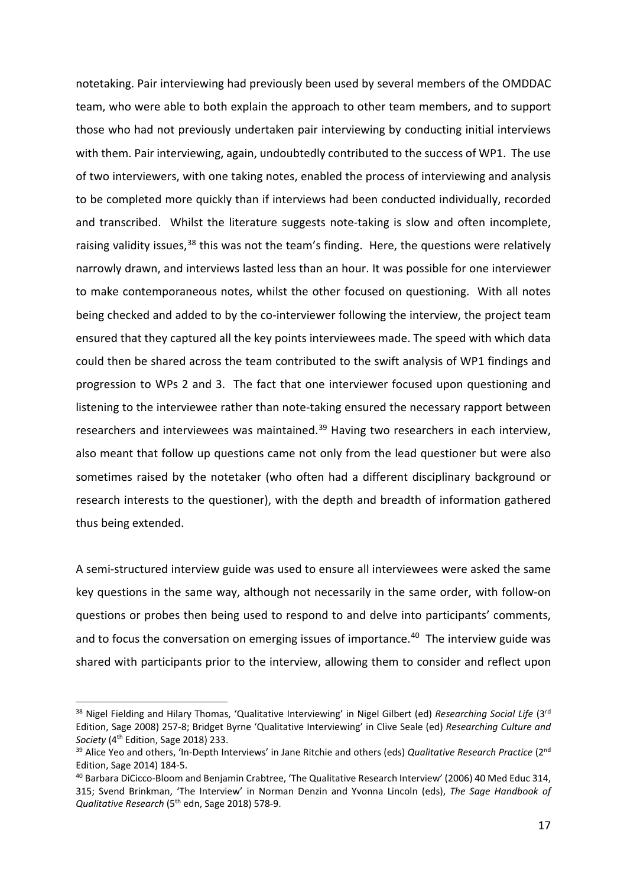notetaking. Pair interviewing had previously been used by several members of the OMDDAC team, who were able to both explain the approach to other team members, and to support those who had not previously undertaken pair interviewing by conducting initial interviews with them. Pair interviewing, again, undoubtedly contributed to the success of WP1. The use of two interviewers, with one taking notes, enabled the process of interviewing and analysis to be completed more quickly than if interviews had been conducted individually, recorded and transcribed. Whilst the literature suggests note-taking is slow and often incomplete, raising validity issues,[38] this was not the team's finding. Here, the questions were relatively narrowly drawn, and interviews lasted less than an hour. It was possible for one interviewer to make contemporaneous notes, whilst the other focused on questioning. With all notes being checked and added to by the co-interviewer following the interview, the project team ensured that they captured all the key points interviewees made. The speed with which data could then be shared across the team contributed to the swift analysis of WP1 findings and progression to WPs 2 and 3. The fact that one interviewer focused upon questioning and listening to the interviewee rather than note-taking ensured the necessary rapport between researchers and interviewees was maintained.[39] Having two researchers in each interview, also meant that follow up questions came not only from the lead questioner but were also sometimes raised by the notetaker (who often had a different disciplinary background or research interests to the questioner), with the depth and breadth of information gathered thus being extended.

A semi-structured interview guide was used to ensure all interviewees were asked the same key questions in the same way, although not necessarily in the same order, with follow-on questions or probes then being used to respond to and delve into participants' comments, and to focus the conversation on emerging issues of importance.[40] The interview guide was shared with participants prior to the interview, allowing them to consider and reflect upon

[38] Nigel Fielding and Hilary Thomas, 'Qualitative Interviewing' in Nigel Gilbert (ed) *Researching Social Life* (3rd Edition, Sage 2008) 257-8; Bridget Byrne 'Qualitative Interviewing' in Clive Seale (ed) *Researching Culture and Society* (4th Edition, Sage 2018) 233.

[39] Alice Yeo and others, 'In-Depth Interviews' in Jane Ritchie and others (eds) *Qualitative Research Practice* (2nd Edition, Sage 2014) 184-5.

[40] Barbara DiCicco-Bloom and Benjamin Crabtree, 'The Qualitative Research Interview' (2006) 40 Med Educ 314, 315; Svend Brinkman, 'The Interview' in Norman Denzin and Yvonna Lincoln (eds), *The Sage Handbook of Qualitative Research* (5th edn, Sage 2018) 578-9.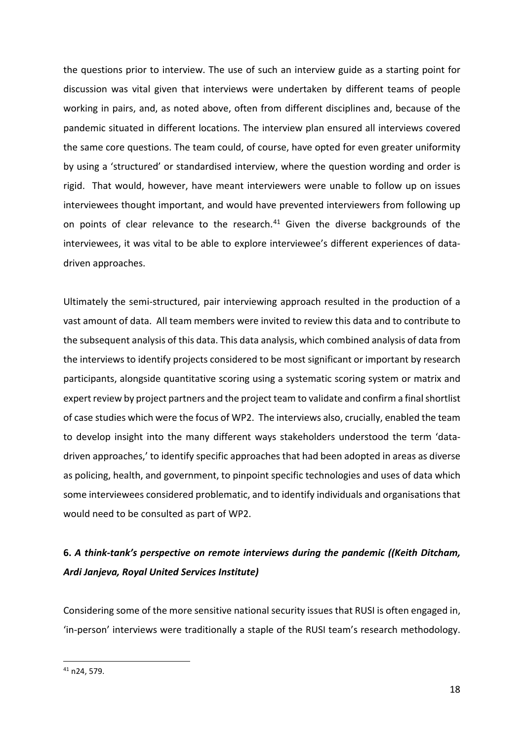the questions prior to interview. The use of such an interview guide as a starting point for discussion was vital given that interviews were undertaken by different teams of people working in pairs, and, as noted above, often from different disciplines and, because of the pandemic situated in different locations. The interview plan ensured all interviews covered the same core questions. The team could, of course, have opted for even greater uniformity by using a 'structured' or standardised interview, where the question wording and order is rigid. That would, however, have meant interviewers were unable to follow up on issues interviewees thought important, and would have prevented interviewers from following up on points of clear relevance to the research.[41] Given the diverse backgrounds of the interviewees, it was vital to be able to explore interviewee's different experiences of data-driven approaches.

Ultimately the semi-structured, pair interviewing approach resulted in the production of a vast amount of data. All team members were invited to review this data and to contribute to the subsequent analysis of this data. This data analysis, which combined analysis of data from the interviews to identify projects considered to be most significant or important by research participants, alongside quantitative scoring using a systematic scoring system or matrix and expert review by project partners and the project team to validate and confirm a final shortlist of case studies which were the focus of WP2. The interviews also, crucially, enabled the team to develop insight into the many different ways stakeholders understood the term 'data-driven approaches,' to identify specific approaches that had been adopted in areas as diverse as policing, health, and government, to pinpoint specific technologies and uses of data which some interviewees considered problematic, and to identify individuals and organisations that would need to be consulted as part of WP2.

## 6. *A think-tank's perspective on remote interviews during the pandemic ((Keith Ditcham, Ardi Janjeva, Royal United Services Institute)*

Considering some of the more sensitive national security issues that RUSI is often engaged in, 'in-person' interviews were traditionally a staple of the RUSI team's research methodology.

---

[41] n24, 579.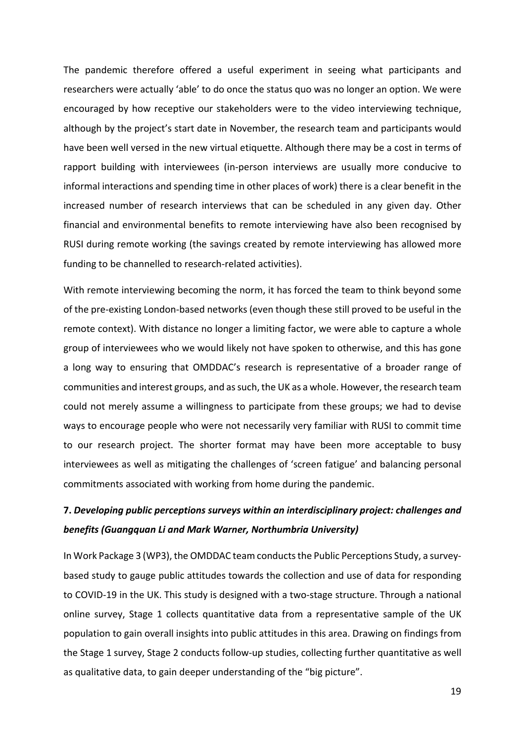The pandemic therefore offered a useful experiment in seeing what participants and researchers were actually 'able' to do once the status quo was no longer an option. We were encouraged by how receptive our stakeholders were to the video interviewing technique, although by the project's start date in November, the research team and participants would have been well versed in the new virtual etiquette. Although there may be a cost in terms of rapport building with interviewees (in-person interviews are usually more conducive to informal interactions and spending time in other places of work) there is a clear benefit in the increased number of research interviews that can be scheduled in any given day. Other financial and environmental benefits to remote interviewing have also been recognised by RUSI during remote working (the savings created by remote interviewing has allowed more funding to be channelled to research-related activities).

With remote interviewing becoming the norm, it has forced the team to think beyond some of the pre-existing London-based networks (even though these still proved to be useful in the remote context). With distance no longer a limiting factor, we were able to capture a whole group of interviewees who we would likely not have spoken to otherwise, and this has gone a long way to ensuring that OMDDAC's research is representative of a broader range of communities and interest groups, and as such, the UK as a whole. However, the research team could not merely assume a willingness to participate from these groups; we had to devise ways to encourage people who were not necessarily very familiar with RUSI to commit time to our research project. The shorter format may have been more acceptable to busy interviewees as well as mitigating the challenges of 'screen fatigue' and balancing personal commitments associated with working from home during the pandemic.

## 7. *Developing public perceptions surveys within an interdisciplinary project: challenges and benefits (Guangquan Li and Mark Warner, Northumbria University)*

In Work Package 3 (WP3), the OMDDAC team conducts the Public Perceptions Study, a survey-based study to gauge public attitudes towards the collection and use of data for responding to COVID-19 in the UK. This study is designed with a two-stage structure. Through a national online survey, Stage 1 collects quantitative data from a representative sample of the UK population to gain overall insights into public attitudes in this area. Drawing on findings from the Stage 1 survey, Stage 2 conducts follow-up studies, collecting further quantitative as well as qualitative data, to gain deeper understanding of the "big picture".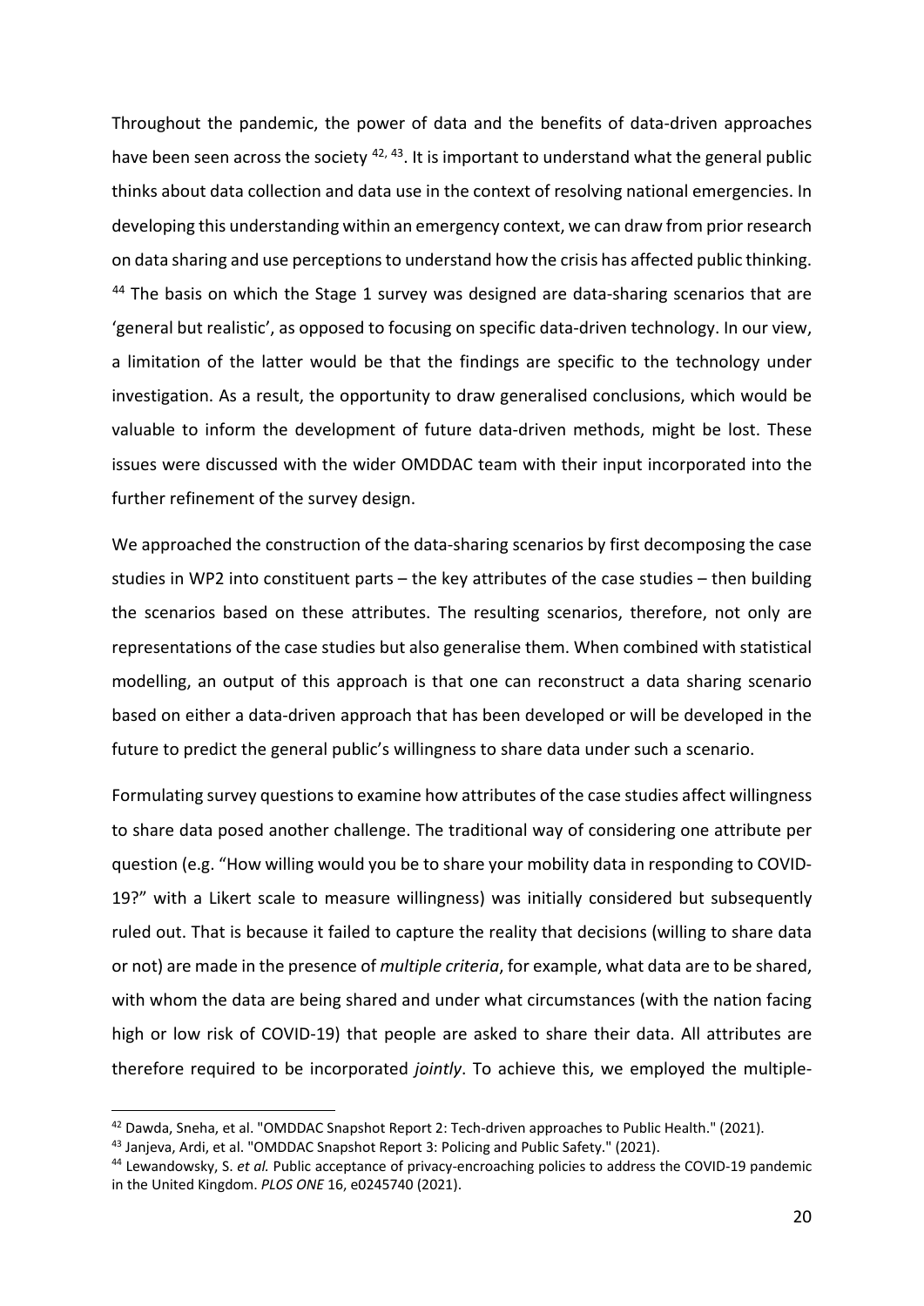Throughout the pandemic, the power of data and the benefits of data-driven approaches have been seen across the society [42, 43]. It is important to understand what the general public thinks about data collection and data use in the context of resolving national emergencies. In developing this understanding within an emergency context, we can draw from prior research on data sharing and use perceptions to understand how the crisis has affected public thinking. [44] The basis on which the Stage 1 survey was designed are data-sharing scenarios that are 'general but realistic', as opposed to focusing on specific data-driven technology. In our view, a limitation of the latter would be that the findings are specific to the technology under investigation. As a result, the opportunity to draw generalised conclusions, which would be valuable to inform the development of future data-driven methods, might be lost. These issues were discussed with the wider OMDDAC team with their input incorporated into the further refinement of the survey design.

We approached the construction of the data-sharing scenarios by first decomposing the case studies in WP2 into constituent parts – the key attributes of the case studies – then building the scenarios based on these attributes. The resulting scenarios, therefore, not only are representations of the case studies but also generalise them. When combined with statistical modelling, an output of this approach is that one can reconstruct a data sharing scenario based on either a data-driven approach that has been developed or will be developed in the future to predict the general public's willingness to share data under such a scenario.

Formulating survey questions to examine how attributes of the case studies affect willingness to share data posed another challenge. The traditional way of considering one attribute per question (e.g. "How willing would you be to share your mobility data in responding to COVID-19?" with a Likert scale to measure willingness) was initially considered but subsequently ruled out. That is because it failed to capture the reality that decisions (willing to share data or not) are made in the presence of *multiple criteria*, for example, what data are to be shared, with whom the data are being shared and under what circumstances (with the nation facing high or low risk of COVID-19) that people are asked to share their data. All attributes are therefore required to be incorporated *jointly*. To achieve this, we employed the multiple-

[42] Dawda, Sneha, et al. "OMDDAC Snapshot Report 2: Tech-driven approaches to Public Health." (2021).

[43] Janjeva, Ardi, et al. "OMDDAC Snapshot Report 3: Policing and Public Safety." (2021).

[44] Lewandowsky, S. *et al.* Public acceptance of privacy-encroaching policies to address the COVID-19 pandemic in the United Kingdom. *PLOS ONE* 16, e0245740 (2021).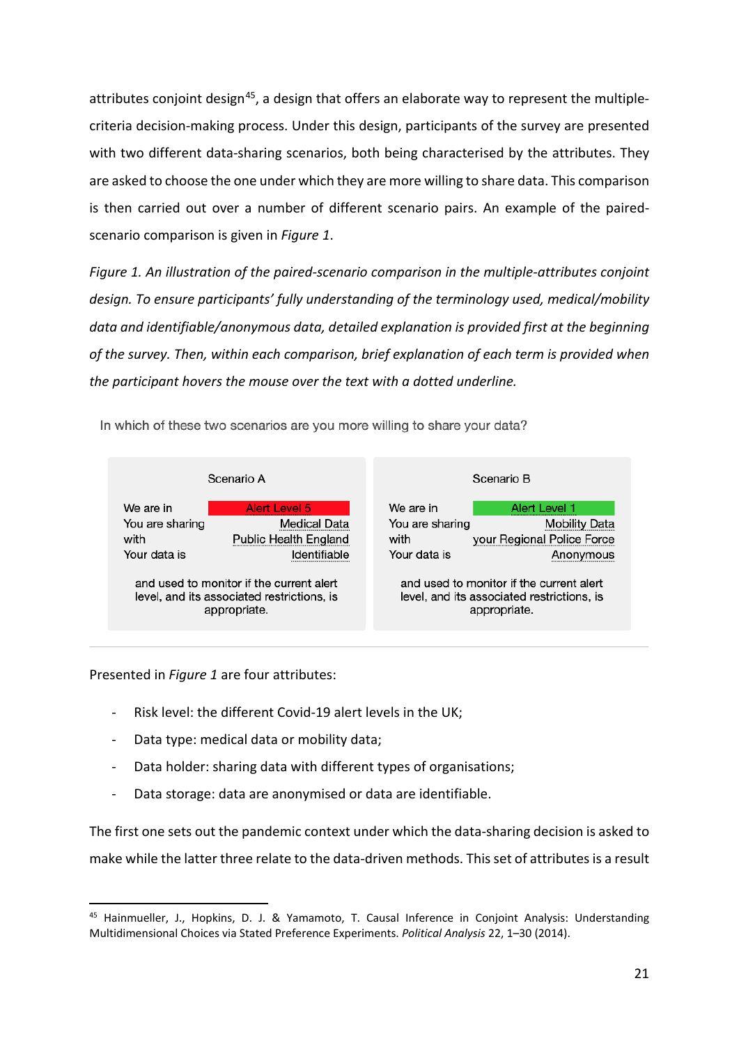attributes conjoint design[45], a design that offers an elaborate way to represent the multiple-criteria decision-making process. Under this design, participants of the survey are presented with two different data-sharing scenarios, both being characterised by the attributes. They are asked to choose the one under which they are more willing to share data. This comparison is then carried out over a number of different scenario pairs. An example of the paired-scenario comparison is given in *Figure 1*.

*Figure 1. An illustration of the paired-scenario comparison in the multiple-attributes conjoint design. To ensure participants' fully understanding of the terminology used, medical/mobility data and identifiable/anonymous data, detailed explanation is provided first at the beginning of the survey. Then, within each comparison, brief explanation of each term is provided when the participant hovers the mouse over the text with a dotted underline.*

In which of these two scenarios are you more willing to share your data?

| Scenario A | | Scenario B | |
|---|---|---|---|
| We are in | Alert Level 5 | We are in | Alert Level 1 |
| You are sharing | Medical Data | You are sharing | Mobility Data |
| with | Public Health England | with | your Regional Police Force |
| Your data is | Identifiable | Your data is | Anonymous |
| and used to monitor if the current alert level, and its associated restrictions, is appropriate. | | and used to monitor if the current alert level, and its associated restrictions, is appropriate. | |

Presented in *Figure 1* are four attributes:

- Risk level: the different Covid-19 alert levels in the UK;
- Data type: medical data or mobility data;
- Data holder: sharing data with different types of organisations;
- Data storage: data are anonymised or data are identifiable.

The first one sets out the pandemic context under which the data-sharing decision is asked to make while the latter three relate to the data-driven methods. This set of attributes is a result

[45] Hainmueller, J., Hopkins, D. J. & Yamamoto, T. Causal Inference in Conjoint Analysis: Understanding Multidimensional Choices via Stated Preference Experiments. *Political Analysis* 22, 1–30 (2014).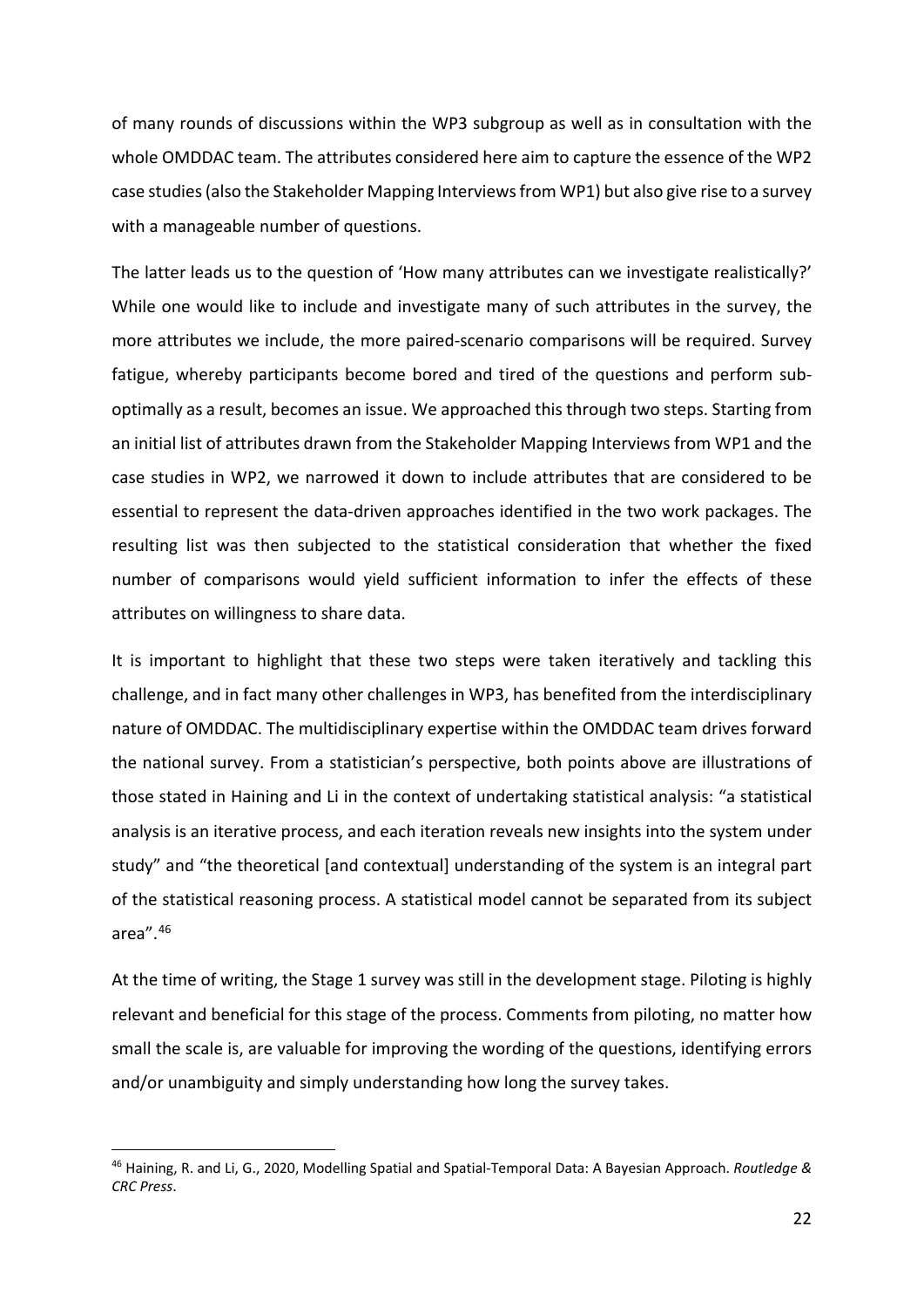of many rounds of discussions within the WP3 subgroup as well as in consultation with the whole OMDDAC team. The attributes considered here aim to capture the essence of the WP2 case studies (also the Stakeholder Mapping Interviews from WP1) but also give rise to a survey with a manageable number of questions.

The latter leads us to the question of 'How many attributes can we investigate realistically?' While one would like to include and investigate many of such attributes in the survey, the more attributes we include, the more paired-scenario comparisons will be required. Survey fatigue, whereby participants become bored and tired of the questions and perform sub-optimally as a result, becomes an issue. We approached this through two steps. Starting from an initial list of attributes drawn from the Stakeholder Mapping Interviews from WP1 and the case studies in WP2, we narrowed it down to include attributes that are considered to be essential to represent the data-driven approaches identified in the two work packages. The resulting list was then subjected to the statistical consideration that whether the fixed number of comparisons would yield sufficient information to infer the effects of these attributes on willingness to share data.

It is important to highlight that these two steps were taken iteratively and tackling this challenge, and in fact many other challenges in WP3, has benefited from the interdisciplinary nature of OMDDAC. The multidisciplinary expertise within the OMDDAC team drives forward the national survey. From a statistician's perspective, both points above are illustrations of those stated in Haining and Li in the context of undertaking statistical analysis: "a statistical analysis is an iterative process, and each iteration reveals new insights into the system under study" and "the theoretical [and contextual] understanding of the system is an integral part of the statistical reasoning process. A statistical model cannot be separated from its subject area".[46]

At the time of writing, the Stage 1 survey was still in the development stage. Piloting is highly relevant and beneficial for this stage of the process. Comments from piloting, no matter how small the scale is, are valuable for improving the wording of the questions, identifying errors and/or unambiguity and simply understanding how long the survey takes.

---

[46] Haining, R. and Li, G., 2020, Modelling Spatial and Spatial-Temporal Data: A Bayesian Approach. *Routledge & CRC Press*.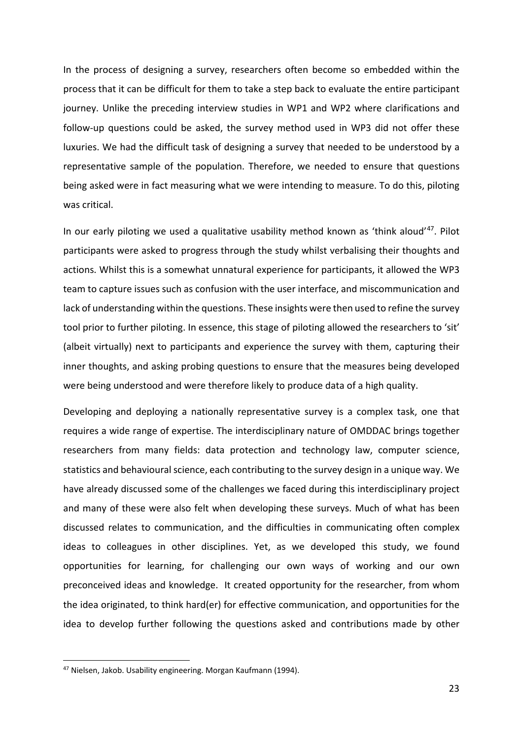In the process of designing a survey, researchers often become so embedded within the process that it can be difficult for them to take a step back to evaluate the entire participant journey. Unlike the preceding interview studies in WP1 and WP2 where clarifications and follow-up questions could be asked, the survey method used in WP3 did not offer these luxuries. We had the difficult task of designing a survey that needed to be understood by a representative sample of the population. Therefore, we needed to ensure that questions being asked were in fact measuring what we were intending to measure. To do this, piloting was critical.

In our early piloting we used a qualitative usability method known as 'think aloud'[47]. Pilot participants were asked to progress through the study whilst verbalising their thoughts and actions. Whilst this is a somewhat unnatural experience for participants, it allowed the WP3 team to capture issues such as confusion with the user interface, and miscommunication and lack of understanding within the questions. These insights were then used to refine the survey tool prior to further piloting. In essence, this stage of piloting allowed the researchers to 'sit' (albeit virtually) next to participants and experience the survey with them, capturing their inner thoughts, and asking probing questions to ensure that the measures being developed were being understood and were therefore likely to produce data of a high quality.

Developing and deploying a nationally representative survey is a complex task, one that requires a wide range of expertise. The interdisciplinary nature of OMDDAC brings together researchers from many fields: data protection and technology law, computer science, statistics and behavioural science, each contributing to the survey design in a unique way. We have already discussed some of the challenges we faced during this interdisciplinary project and many of these were also felt when developing these surveys. Much of what has been discussed relates to communication, and the difficulties in communicating often complex ideas to colleagues in other disciplines. Yet, as we developed this study, we found opportunities for learning, for challenging our own ways of working and our own preconceived ideas and knowledge. It created opportunity for the researcher, from whom the idea originated, to think hard(er) for effective communication, and opportunities for the idea to develop further following the questions asked and contributions made by other

[47] Nielsen, Jakob. Usability engineering. Morgan Kaufmann (1994).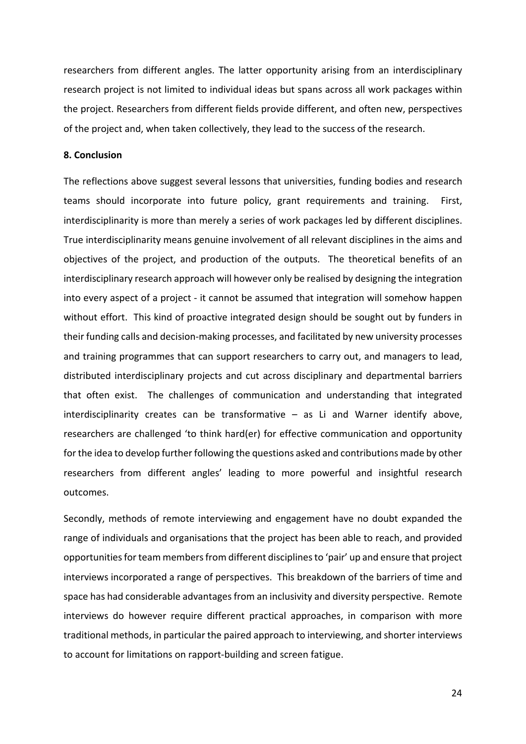researchers from different angles. The latter opportunity arising from an interdisciplinary research project is not limited to individual ideas but spans across all work packages within the project. Researchers from different fields provide different, and often new, perspectives of the project and, when taken collectively, they lead to the success of the research.

## 8. Conclusion

The reflections above suggest several lessons that universities, funding bodies and research teams should incorporate into future policy, grant requirements and training. First, interdisciplinarity is more than merely a series of work packages led by different disciplines. True interdisciplinarity means genuine involvement of all relevant disciplines in the aims and objectives of the project, and production of the outputs. The theoretical benefits of an interdisciplinary research approach will however only be realised by designing the integration into every aspect of a project - it cannot be assumed that integration will somehow happen without effort. This kind of proactive integrated design should be sought out by funders in their funding calls and decision-making processes, and facilitated by new university processes and training programmes that can support researchers to carry out, and managers to lead, distributed interdisciplinary projects and cut across disciplinary and departmental barriers that often exist. The challenges of communication and understanding that integrated interdisciplinarity creates can be transformative – as Li and Warner identify above, researchers are challenged 'to think hard(er) for effective communication and opportunity for the idea to develop further following the questions asked and contributions made by other researchers from different angles' leading to more powerful and insightful research outcomes.

Secondly, methods of remote interviewing and engagement have no doubt expanded the range of individuals and organisations that the project has been able to reach, and provided opportunities for team members from different disciplines to 'pair' up and ensure that project interviews incorporated a range of perspectives. This breakdown of the barriers of time and space has had considerable advantages from an inclusivity and diversity perspective. Remote interviews do however require different practical approaches, in comparison with more traditional methods, in particular the paired approach to interviewing, and shorter interviews to account for limitations on rapport-building and screen fatigue.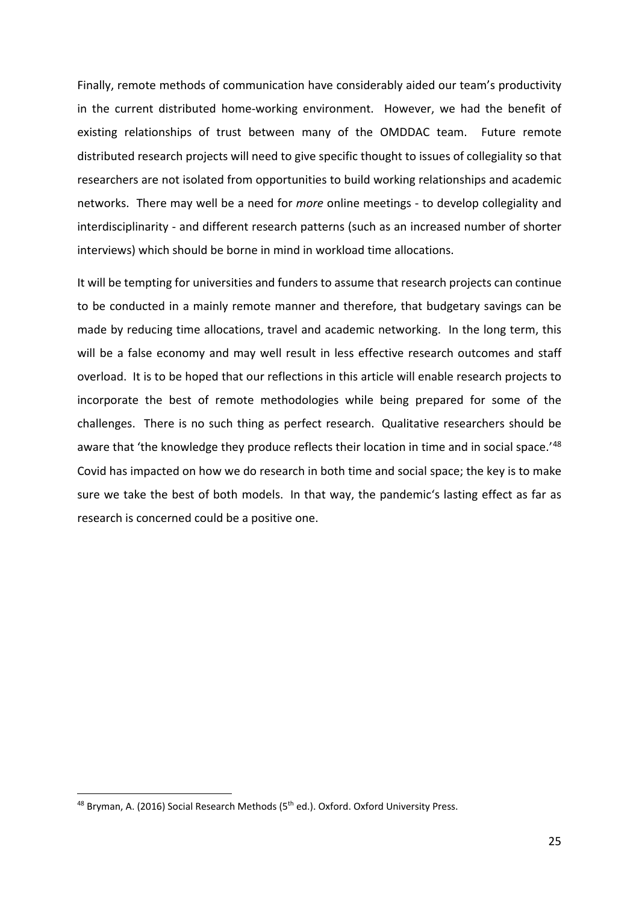Finally, remote methods of communication have considerably aided our team's productivity in the current distributed home-working environment. However, we had the benefit of existing relationships of trust between many of the OMDDAC team. Future remote distributed research projects will need to give specific thought to issues of collegiality so that researchers are not isolated from opportunities to build working relationships and academic networks. There may well be a need for *more* online meetings - to develop collegiality and interdisciplinarity - and different research patterns (such as an increased number of shorter interviews) which should be borne in mind in workload time allocations.

It will be tempting for universities and funders to assume that research projects can continue to be conducted in a mainly remote manner and therefore, that budgetary savings can be made by reducing time allocations, travel and academic networking. In the long term, this will be a false economy and may well result in less effective research outcomes and staff overload. It is to be hoped that our reflections in this article will enable research projects to incorporate the best of remote methodologies while being prepared for some of the challenges. There is no such thing as perfect research. Qualitative researchers should be aware that 'the knowledge they produce reflects their location in time and in social space.'[48] Covid has impacted on how we do research in both time and social space; the key is to make sure we take the best of both models. In that way, the pandemic's lasting effect as far as research is concerned could be a positive one.

---

[48] Bryman, A. (2016) Social Research Methods (5th ed.). Oxford. Oxford University Press.